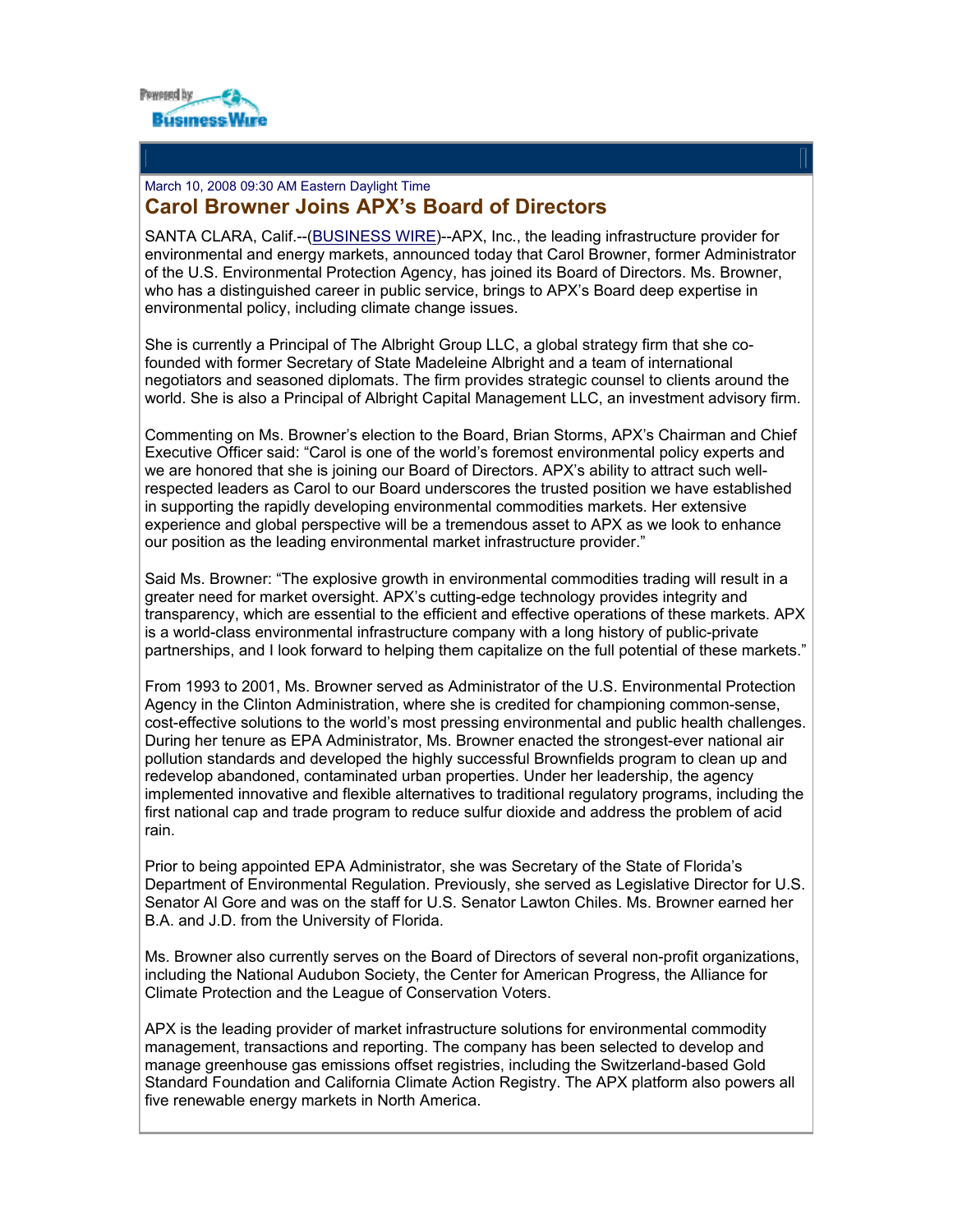Powered by Business Wire

March 10, 2008 09:30 AM Eastern Daylight Time

# Carol Browner Joins APX's Board of Directors

SANTA CLARA, Calif.--(BUSINESS WIRE)--APX, Inc., the leading infrastructure provider for environmental and energy markets, announced today that Carol Browner, former Administrator of the U.S. Environmental Protection Agency, has joined its Board of Directors. Ms. Browner, who has a distinguished career in public service, brings to APX's Board deep expertise in environmental policy, including climate change issues.

She is currently a Principal of The Albright Group LLC, a global strategy firm that she co-founded with former Secretary of State Madeleine Albright and a team of international negotiators and seasoned diplomats. The firm provides strategic counsel to clients around the world. She is also a Principal of Albright Capital Management LLC, an investment advisory firm.

Commenting on Ms. Browner's election to the Board, Brian Storms, APX's Chairman and Chief Executive Officer said: "Carol is one of the world's foremost environmental policy experts and we are honored that she is joining our Board of Directors. APX's ability to attract such well-respected leaders as Carol to our Board underscores the trusted position we have established in supporting the rapidly developing environmental commodities markets. Her extensive experience and global perspective will be a tremendous asset to APX as we look to enhance our position as the leading environmental market infrastructure provider."

Said Ms. Browner: "The explosive growth in environmental commodities trading will result in a greater need for market oversight. APX's cutting-edge technology provides integrity and transparency, which are essential to the efficient and effective operations of these markets. APX is a world-class environmental infrastructure company with a long history of public-private partnerships, and I look forward to helping them capitalize on the full potential of these markets."

From 1993 to 2001, Ms. Browner served as Administrator of the U.S. Environmental Protection Agency in the Clinton Administration, where she is credited for championing common-sense, cost-effective solutions to the world's most pressing environmental and public health challenges. During her tenure as EPA Administrator, Ms. Browner enacted the strongest-ever national air pollution standards and developed the highly successful Brownfields program to clean up and redevelop abandoned, contaminated urban properties. Under her leadership, the agency implemented innovative and flexible alternatives to traditional regulatory programs, including the first national cap and trade program to reduce sulfur dioxide and address the problem of acid rain.

Prior to being appointed EPA Administrator, she was Secretary of the State of Florida's Department of Environmental Regulation. Previously, she served as Legislative Director for U.S. Senator Al Gore and was on the staff for U.S. Senator Lawton Chiles. Ms. Browner earned her B.A. and J.D. from the University of Florida.

Ms. Browner also currently serves on the Board of Directors of several non-profit organizations, including the National Audubon Society, the Center for American Progress, the Alliance for Climate Protection and the League of Conservation Voters.

APX is the leading provider of market infrastructure solutions for environmental commodity management, transactions and reporting. The company has been selected to develop and manage greenhouse gas emissions offset registries, including the Switzerland-based Gold Standard Foundation and California Climate Action Registry. The APX platform also powers all five renewable energy markets in North America.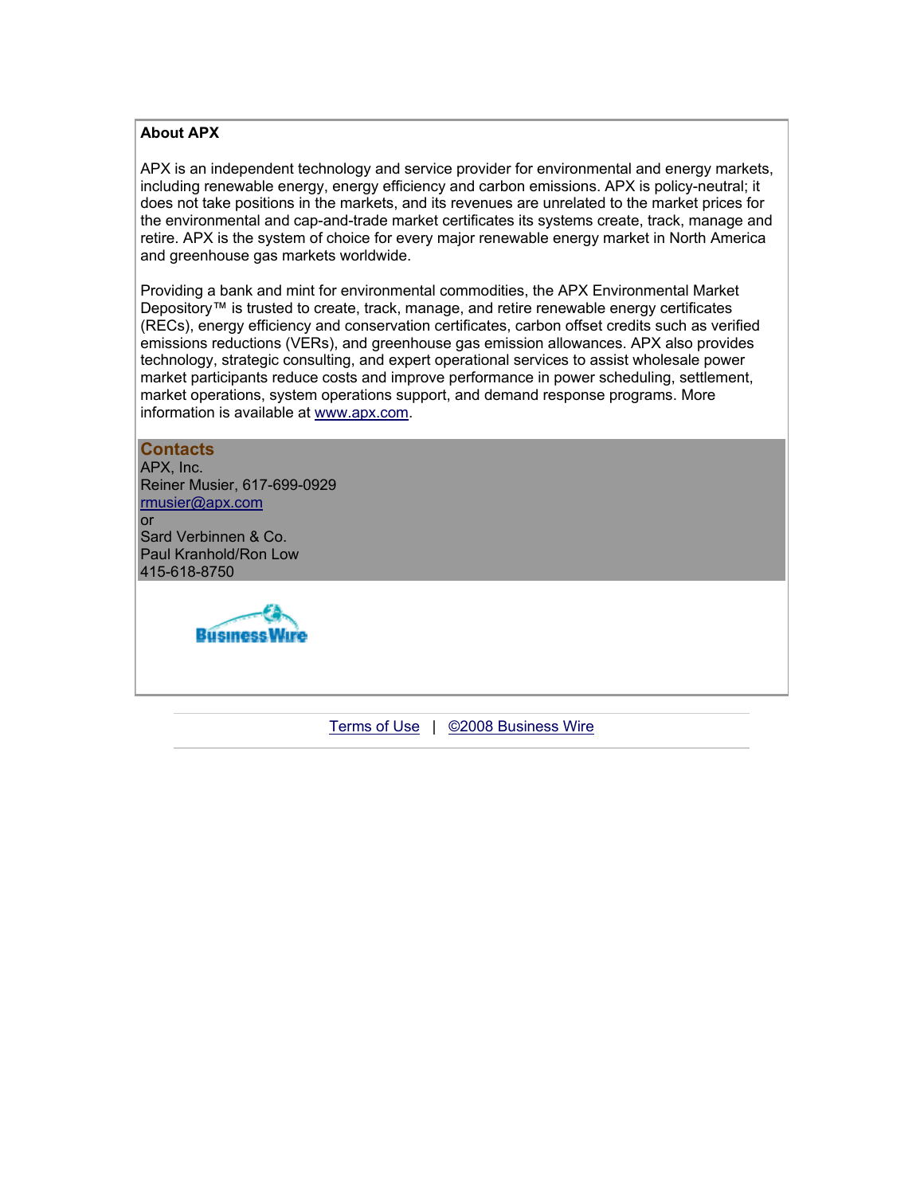**About APX**

APX is an independent technology and service provider for environmental and energy markets, including renewable energy, energy efficiency and carbon emissions. APX is policy-neutral; it does not take positions in the markets, and its revenues are unrelated to the market prices for the environmental and cap-and-trade market certificates its systems create, track, manage and retire. APX is the system of choice for every major renewable energy market in North America and greenhouse gas markets worldwide.

Providing a bank and mint for environmental commodities, the APX Environmental Market Depository™ is trusted to create, track, manage, and retire renewable energy certificates (RECs), energy efficiency and conservation certificates, carbon offset credits such as verified emissions reductions (VERs), and greenhouse gas emission allowances. APX also provides technology, strategic consulting, and expert operational services to assist wholesale power market participants reduce costs and improve performance in power scheduling, settlement, market operations, system operations support, and demand response programs. More information is available at www.apx.com.

## Contacts

APX, Inc.
Reiner Musier, 617-699-0929
rmusier@apx.com
or
Sard Verbinnen & Co.
Paul Kranhold/Ron Low
415-618-8750

Business Wire

Terms of Use | ©2008 Business Wire